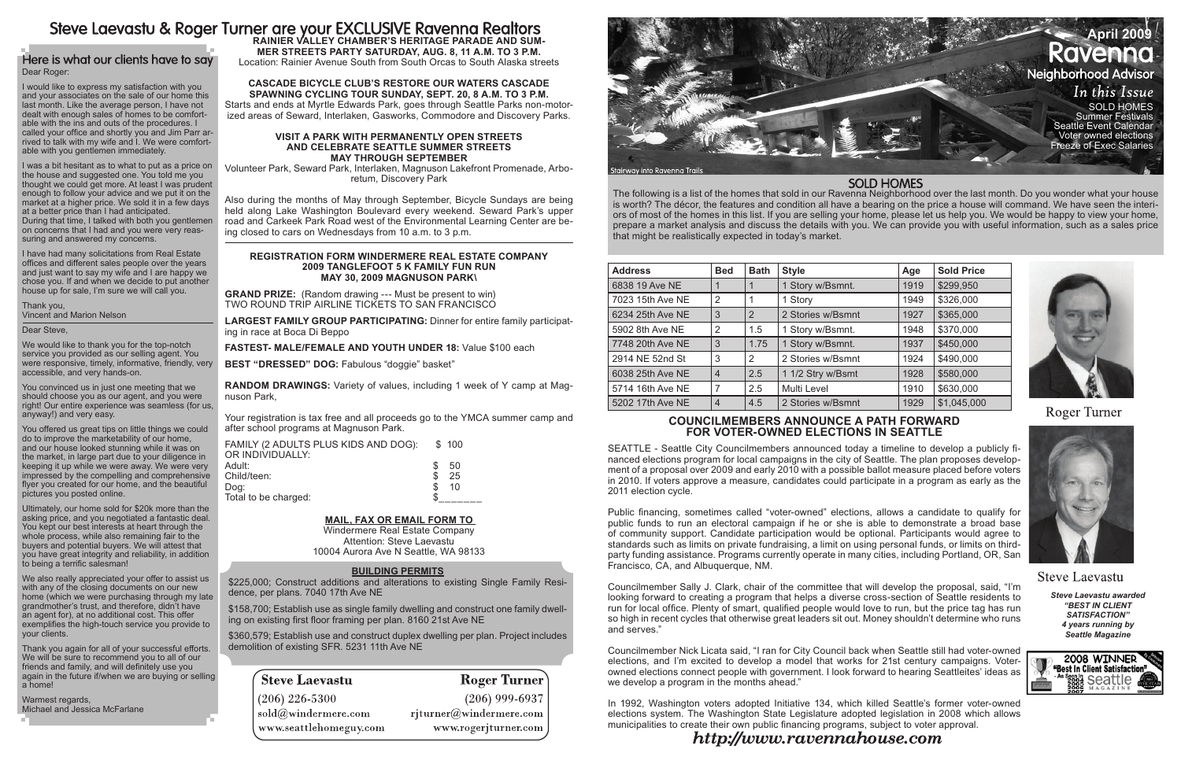# Steve Laevastu & Roger Turner are your EXCLUSIVE Ravenna Realtors

## Here is what our clients have to say

Dear Roger:

I would like to express my satisfaction with you and your associates on the sale of our home this last month. Like the average person, I have not dealt with enough sales of homes to be comfortable with the ins and outs of the procedures. I called your office and shortly you and Jim Parr arrived to talk with my wife and I. We were comfortable with you gentlemen immediately.

I was a bit hesitant as to what to put as a price on the house and suggested one. You told me you thought we could get more. At least I was prudent enough to follow your advice and we put it on the market at a higher price. We sold it in a few days at a better price than I had anticipated.
During that time, I talked with both you gentlemen on concerns that I had and you were very reassuring and answered my concerns.

I have had many solicitations from Real Estate offices and different sales people over the years and just want to say my wife and I are happy we chose you. If and when we decide to put another house up for sale, I'm sure we will call you.

Thank you,
Vincent and Marion Nelson

Dear Steve,

We would like to thank you for the top-notch service you provided as our selling agent. You were responsive, timely, informative, friendly, very accessible, and very hands-on.

You convinced us in just one meeting that we should choose you as our agent, and you were right! Our entire experience was seamless (for us, anyway!) and very easy.

You offered us great tips on little things we could do to improve the marketability of our home, and our house looked stunning while it was on the market, in large part due to your diligence in keeping it up while we were away. We were very impressed by the compelling and comprehensive flyer you created for our home, and the beautiful pictures you posted online.

Ultimately, our home sold for $20k more than the asking price, and you negotiated a fantastic deal. You kept our best interests at heart through the whole process, while also remaining fair to the buyers and potential buyers. We will attest that you have great integrity and reliability, in addition to being a terrific salesman!

We also really appreciated your offer to assist us with any of the closing documents on our new home (which we were purchasing through my late grandmother's trust, and therefore, didn't have an agent for), at no additional cost. This offer exemplifies the high-touch service you provide to your clients.

Thank you again for all of your successful efforts. We will be sure to recommend you to all of our friends and family, and will definitely use you again in the future if/when we are buying or selling a home!

Warmest regards,
Michael and Jessica McFarlane

**RAINIER VALLEY CHAMBER'S HERITAGE PARADE AND SUMMER STREETS PARTY SATURDAY, AUG. 8, 11 A.M. TO 3 P.M.**
Location: Rainier Avenue South from South Orcas to South Alaska streets

**CASCADE BICYCLE CLUB'S RESTORE OUR WATERS CASCADE SPAWNING CYCLING TOUR SUNDAY, SEPT. 20, 8 A.M. TO 3 P.M.**
Starts and ends at Myrtle Edwards Park, goes through Seattle Parks non-motorized areas of Seward, Interlaken, Gasworks, Commodore and Discovery Parks.

**VISIT A PARK WITH PERMANENTLY OPEN STREETS AND CELEBRATE SEATTLE SUMMER STREETS MAY THROUGH SEPTEMBER**
Volunteer Park, Seward Park, Interlaken, Magnuson Lakefront Promenade, Arboretum, Discovery Park

Also during the months of May through September, Bicycle Sundays are being held along Lake Washington Boulevard every weekend. Seward Park's upper road and Carkeek Park Road west of the Environmental Learning Center are being closed to cars on Wednesdays from 10 a.m. to 3 p.m.

**REGISTRATION FORM WINDERMERE REAL ESTATE COMPANY 2009 TANGLEFOOT 5 K FAMILY FUN RUN MAY 30, 2009 MAGNUSON PARK\**

**GRAND PRIZE:** (Random drawing --- Must be present to win) TWO ROUND TRIP AIRLINE TICKETS TO SAN FRANCISCO

**LARGEST FAMILY GROUP PARTICIPATING:** Dinner for entire family participating in race at Boca Di Beppo

**FASTEST- MALE/FEMALE AND YOUTH UNDER 18:** Value $100 each

**BEST "DRESSED" DOG:** Fabulous "doggie" basket"

**RANDOM DRAWINGS:** Variety of values, including 1 week of Y camp at Magnuson Park,

Your registration is tax free and all proceeds go to the YMCA summer camp and after school programs at Magnuson Park.

| | |
|---|---|
| FAMILY (2 ADULTS PLUS KIDS AND DOG): | $ 100 |
| OR INDIVIDUALLY: | |
| Adult: | $ 50 |
| Child/teen: | $ 25 |
| Dog: | $ 10 |
| Total to be charged: | $______ |

**MAIL, FAX OR EMAIL FORM TO**
Windermere Real Estate Company
Attention: Steve Laevastu
10004 Aurora Ave N Seattle, WA 98133

**BUILDING PERMITS**

$225,000; Construct additions and alterations to existing Single Family Residence, per plans. 7040 17th Ave NE

$158,700; Establish use as single family dwelling and construct one family dwelling on existing first floor framing per plan. 8160 21st Ave NE

$360,579; Establish use and construct duplex dwelling per plan. Project includes demolition of existing SFR. 5231 11th Ave NE

**Steve Laevastu**
(206) 226-5300
sold@windermere.com
www.seattlehomeguy.com

**Roger Turner**
(206) 999-6937
rjturner@windermere.com
www.rogerjturner.com

# April 2009 Ravenna Neighborhood Advisor

*In this Issue*
SOLD HOMES
Summer Festivals
Seattle Event Calendar
Voter owned elections
Freeze of Exec Salaries

Stairway into Ravenna Trails

## SOLD HOMES

The following is a list of the homes that sold in our Ravenna Neighborhood over the last month. Do you wonder what your house is worth? The décor, the features and condition all have a bearing on the price a house will command. We have seen the interiors of most of the homes in this list. If you are selling your home, please let us help you. We would be happy to view your home, prepare a market analysis and discuss the details with you. We can provide you with useful information, such as a sales price that might be realistically expected in today's market.

| Address | Bed | Bath | Style | Age | Sold Price |
|---|---|---|---|---|---|
| 6838 19 Ave NE | 1 | 1 | 1 Story w/Bsmnt. | 1919 | $299,950 |
| 7023 15th Ave NE | 2 | 1 | 1 Story | 1949 | $326,000 |
| 6234 25th Ave NE | 3 | 2 | 2 Stories w/Bsmnt | 1927 | $365,000 |
| 5902 8th Ave NE | 2 | 1.5 | 1 Story w/Bsmnt. | 1948 | $370,000 |
| 7748 20th Ave NE | 3 | 1.75 | 1 Story w/Bsmnt. | 1937 | $450,000 |
| 2914 NE 52nd St | 3 | 2 | 2 Stories w/Bsmnt | 1924 | $490,000 |
| 6038 25th Ave NE | 4 | 2.5 | 1 1/2 Stry w/Bsmt | 1928 | $580,000 |
| 5714 16th Ave NE | 7 | 2.5 | Multi Level | 1910 | $630,000 |
| 5202 17th Ave NE | 4 | 4.5 | 2 Stories w/Bsmnt | 1929 | $1,045,000 |

Roger Turner

Steve Laevastu

***Steve Laevastu awarded "BEST IN CLIENT SATISFACTION" 4 years running by Seattle Magazine***

2008 WINNER "Best In Client Satisfaction" - As Seen In 2004 2005 2006 2007 Seattle Magazine

### COUNCILMEMBERS ANNOUNCE A PATH FORWARD FOR VOTER-OWNED ELECTIONS IN SEATTLE

SEATTLE - Seattle City Councilmembers announced today a timeline to develop a publicly financed elections program for local campaigns in the city of Seattle. The plan proposes development of a proposal over 2009 and early 2010 with a possible ballot measure placed before voters in 2010. If voters approve a measure, candidates could participate in a program as early as the 2011 election cycle.

Public financing, sometimes called "voter-owned" elections, allows a candidate to qualify for public funds to run an electoral campaign if he or she is able to demonstrate a broad base of community support. Candidate participation would be optional. Participants would agree to standards such as limits on private fundraising, a limit on using personal funds, or limits on third-party funding assistance. Programs currently operate in many cities, including Portland, OR, San Francisco, CA, and Albuquerque, NM.

Councilmember Sally J. Clark, chair of the committee that will develop the proposal, said, "I'm looking forward to creating a program that helps a diverse cross-section of Seattle residents to run for local office. Plenty of smart, qualified people would love to run, but the price tag has run so high in recent cycles that otherwise great leaders sit out. Money shouldn't determine who runs and serves."

Councilmember Nick Licata said, "I ran for City Council back when Seattle still had voter-owned elections, and I'm excited to develop a model that works for 21st century campaigns. Voter-owned elections connect people with government. I look forward to hearing Seattleites' ideas as we develop a program in the months ahead."

In 1992, Washington voters adopted Initiative 134, which killed Seattle's former voter-owned elections system. The Washington State Legislature adopted legislation in 2008 which allows municipalities to create their own public financing programs, subject to voter approval.

*http://www.ravennahouse.com*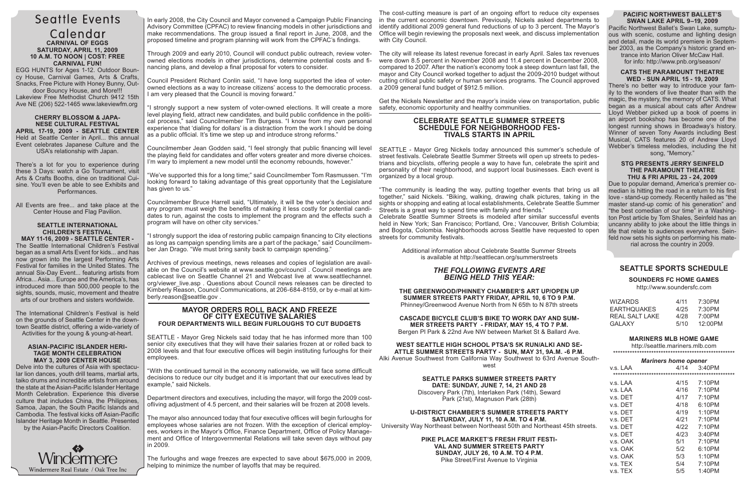# Seattle Events Calendar

### CARNIVAL OF EGGS
**SATURDAY, APRIL 11, 2009**
**10 A.M. TO NOON | COST: FREE**
**CARNIVAL FUN!**

EGG HUNTS for Ages 1-12. Outdoor Bouncy House, Carnival Games, Arts & Crafts, Snacks, Free Picture with Honey Bunny, Outdoor Bouncy House, and More!!!
Lakeview Free Methodist Church 9412 15th Ave NE (206) 522-1465 www.lakeviewfm.org

### CHERRY BLOSSOM & JAPANESE CULTURAL FESTIVAL
**APRIL 17-19, 2009 - SEATTLE CENTER**

Held at Seattle Center in April... this annual Event celebrates Japanese Culture and the USA's relationship with Japan.

There's a lot for you to experience during these 3 Days: watch a Go Tournament, visit Arts & Crafts Booths, dine on traditional Cuisine. You'll even be able to see Exhibits and Performances.

All Events are free... and take place at the Center House and Flag Pavilion.

### SEATTLE INTERNATIONAL CHILDREN'S FESTIVAL
**MAY 11-16, 2009 - SEATTLE CENTER -**

The Seattle International Children's Festival began as a small Arts Event for kids... and has now grown into the largest Performing Arts Festival for families in the United States. The annual Six-Day Event... featuring artists from Africa... Asia... Europe and the America's, has introduced more than 500,000 people to the sights, sounds, music, movement and theatre arts of our brothers and sisters worldwide.

The International Children's Festival is held on the grounds of Seattle Center in the downtown Seattle district, offering a wide-variety of Activities for the young & young-at-heart.

### ASIAN-PACIFIC ISLANDER HERITAGE MONTH CELEBRATION
**MAY 3, 2009 CENTER HOUSE**

Delve into the cultures of Asia with spectacular lion dances, youth drill teams, martial arts, taiko drums and incredible artists from around the state at the Asian-Pacific Islander Heritage Month Celebration. Experience this diverse culture that includes China, the Philippines, Samoa, Japan, the South Pacific Islands and Cambodia. The festival kicks off Asian-Pacific Islander Heritage Month in Seattle. Presented by the Asian-Pacific Directors Coalition.

Windermere
Windermere Real Estate / Oak Tree Inc

In early 2008, the City Council and Mayor convened a Campaign Public Financing Advisory Committee (CPFAC) to review financing models in other jurisdictions and make recommendations. The group issued a final report in June, 2008, and the proposed timeline and program planning will work from the CPFAC's findings.

Through 2009 and early 2010, Council will conduct public outreach, review voter-owned elections models in other jurisdictions, determine potential costs and financing plans, and develop a final proposal for voters to consider.

Council President Richard Conlin said, "I have long supported the idea of voter-owned elections as a way to increase citizens' access to the democratic process. I am very pleased that the Council is moving forward."

"I strongly support a new system of voter-owned elections. It will create a more level playing field, attract new candidates, and build public confidence in the political process," said Councilmember Tim Burgess. "I know from my own personal experience that 'dialing for dollars' is a distraction from the work I should be doing as a public official. It's time we step up and introduce strong reforms."

Councilmember Jean Godden said, "I feel strongly that public financing will level the playing field for candidates and offer voters greater and more diverse choices. I'm wary to implement a new model until the economy rebounds, however."

"We've supported this for a long time;" said Councilmember Tom Rasmussen. "I'm looking forward to taking advantage of this great opportunity that the Legislature has given to us."

Councilmember Bruce Harrell said, "Ultimately, it will be the voter's decision and any program must weigh the benefits of making it less costly for potential candidates to run, against the costs to implement the program and the effects such a program will have on other city services."

"I strongly support the idea of restoring public campaign financing to City elections as long as campaign spending limits are a part of the package," said Councilmember Jan Drago. "We must bring sanity back to campaign spending."

Archives of previous meetings, news releases and copies of legislation are available on the Council's website at www.seattle.gov/council . Council meetings are cablecast live on Seattle Channel 21 and Webcast live at www.seattlechannel.org/viewer_live.asp . Questions about Council news releases can be directed to Kimberly Reason, Council Communications, at 206-684-8159, or by e-mail at kimberly.reason@seattle.gov .

## MAYOR ORDERS ROLL BACK AND FREEZE OF CITY EXECUTIVE SALARIES
### FOUR DEPARTMENTS WILL BEGIN FURLOUGHS TO CUT BUDGETS

SEATTLE - Mayor Greg Nickels said today that he has informed more than 100 senior city executives that they will have their salaries frozen at or rolled back to 2008 levels and that four executive offices will begin instituting furloughs for their employees.

"With the continued turmoil in the economy nationwide, we will face some difficult decisions to reduce our city budget and it is important that our executives lead by example," said Nickels.

Department directors and executives, including the mayor, will forgo the 2009 cost-ofliving adjustment of 4.5 percent, and their salaries will be frozen at 2008 levels.

The mayor also announced today that four executive offices will begin furloughs for employees whose salaries are not frozen. With the exception of clerical employees, workers in the Mayor's Office, Finance Department, Office of Policy Management and Office of Intergovernmental Relations will take seven days without pay in 2009.

The furloughs and wage freezes are expected to save about $675,000 in 2009, helping to minimize the number of layoffs that may be required.

The cost-cutting measure is part of an ongoing effort to reduce city expenses in the current economic downtown. Previously, Nickels asked departments to identify additional 2009 general fund reductions of up to 3 percent. The Mayor's Office will begin reviewing the proposals next week, and discuss implementation with City Council.

The city will release its latest revenue forecast in early April. Sales tax revenues were down 8.5 percent in November 2008 and 11.4 percent in December 2008, compared to 2007. After the nation's economy took a steep downturn last fall, the mayor and City Council worked together to adjust the 2009-2010 budget without cutting critical public safety or human services programs. The Council approved a 2009 general fund budget of $912.5 million.

Get the Nickels Newsletter and the mayor's inside view on transportation, public safety, economic opportunity and healthy communities.

## CELEBRATE SEATTLE SUMMER STREETS SCHEDULE FOR NEIGHBORHOOD FESTIVALS STARTS IN APRIL

SEATTLE - Mayor Greg Nickels today announced this summer's schedule of street festivals. Celebrate Seattle Summer Streets will open up streets to pedestrians and bicyclists, offering people a way to have fun, celebrate the spirit and personality of their neighborhood, and support local businesses. Each event is organized by a local group.

"The community is leading the way, putting together events that bring us all together," said Nickels. "Biking, walking, drawing chalk pictures, taking in the sights or shopping and eating at local establishments, Celebrate Seattle Summer Streets is a great way to spend time with family and friends."
Celebrate Seattle Summer Streets is modeled after similar successful events held in New York; San Francisco; Portland, Ore.; Vancouver, British Columbia; and Bogota, Colombia. Neighborhoods across Seattle have requested to open streets for community festivals.

Additional information about Celebrate Seattle Summer Streets is available at http://seattlecan.org/summerstreets

### *THE FOLLOWING EVENTS ARE BEING HELD THIS YEAR:*

**THE GREENWOOD/PHINNEY CHAMBER'S ART UP/OPEN UP SUMMER STREETS PARTY FRIDAY, APRIL 10, 6 TO 9 P.M.**
Phinney/Greenwood Avenue North from N 65th to N 87th streets

**CASCADE BICYCLE CLUB'S BIKE TO WORK DAY AND SUMMER STREETS PARTY - FRIDAY, MAY 15, 4 TO 7 P.M.**
Bergen Pl Park & 22nd Ave NW between Market St & Ballard Ave.

**WEST SEATTLE HIGH SCHOOL PTSA'S 5K RUN/ALKI AND SEATTLE SUMMER STREETS PARTY - SUN, MAY 31, 9A.M. -6 P.M.**
Alki Avenue Southwest from California Way Southwest to 63rd Avenue Southwest

**SEATTLE PARKS SUMMER STREETS PARTY**
**DATE: SUNDAY, JUNE 7, 14, 21 AND 28**
Discovery Park (7th), Interlaken Park (14th), Seward Park (21st), Magnuson Park (28th)

**U-DISTRICT CHAMBER'S SUMMER STREETS PARTY**
**SATURDAY, JULY 11, 10 A.M. TO 4 P.M.**
University Way Northeast between Northeast 50th and Northeast 45th streets.

**PIKE PLACE MARKET'S FRESH FRUIT FESTIVAL AND SUMMER STREETS PARTY**
**SUNDAY, JULY 26, 10 A.M. TO 4 P.M.**
Pike Street/First Avenue to Virginia

### PACIFIC NORTHWEST BALLET'S SWAN LAKE APRIL 9–19, 2009

Pacific Northwest Ballet's Swan Lake, sumptuous with scenic, costume and lighting design and detail, made its world premiere in September 2003, as the Company's historic grand entrance into Marion Oliver McCaw Hall.
for info: http://www.pnb.org/season/

### CATS THE PARAMOUNT THEATRE
**WED - SUN APRIL 15 - 19, 2009**

There's no better way to introduce your family to the wonders of live theater than with the magic, the mystery, the memory of CATS. What began as a musical about cats after Andrew Lloyd Webber picked up a book of poems in an airport bookshop has become one of the longest running shows in Broadway's history. Winner of seven Tony Awards including Best Musical, CATS features 20 of Andrew Lloyd Webber's timeless melodies, including the hit song, "Memory."

### STG PRESENTS JERRY SEINFELD THE PARAMOUNT THEATRE
**THU & FRI APRIL 23 - 24, 2009**

Due to popular demand, America's premier comedian is hitting the road in a return to his first love - stand-up comedy. Recently hailed as "the master stand-up comic of his generation" and "the best comedian of our time" in a Washington Post article by Tom Shales, Seinfeld has an uncanny ability to joke about the little things in life that relate to audiences everywhere. Seinfeld now sets his sights on performing his material across the country in 2009.

## SEATTLE SPORTS SCHEDULE

### SOUNDERS FC HOME GAMES
http://www.soundersfc.com

| | | |
|---|---|---|
| WIZARDS | 4/11 | 7:30PM |
| EARTHQUAKES | 4/25 | 7:30PM |
| REAL SALT LAKE | 4/28 | 7:00PM |
| GALAXY | 5/10 | 12:00PM |

### MARINERS MLB HOME GAME
http://seattle.mariners.mlb.com

*Mariners home opener*

| | | |
|---|---|---|
| v.s. LAA | 4/14 | 3:40PM |
| v.s. LAA | 4/15 | 7:10PM |
| v.s. LAA | 4/16 | 7:10PM |
| v.s. DET | 4/17 | 7:10PM |
| v.s. DET | 4/18 | 6:10PM |
| v.s. DET | 4/19 | 1:10PM |
| v.s. DET | 4/21 | 7:10PM |
| v.s. DET | 4/22 | 7:10PM |
| v.s. DET | 4/23 | 3:40PM |
| v.s. OAK | 5/1 | 7:10PM |
| v.s. OAK | 5/2 | 6:10PM |
| v.s. OAK | 5/3 | 1:10PM |
| v.s. TEX | 5/4 | 7:10PM |
| v.s. TEX | 5/5 | 1:40PM |